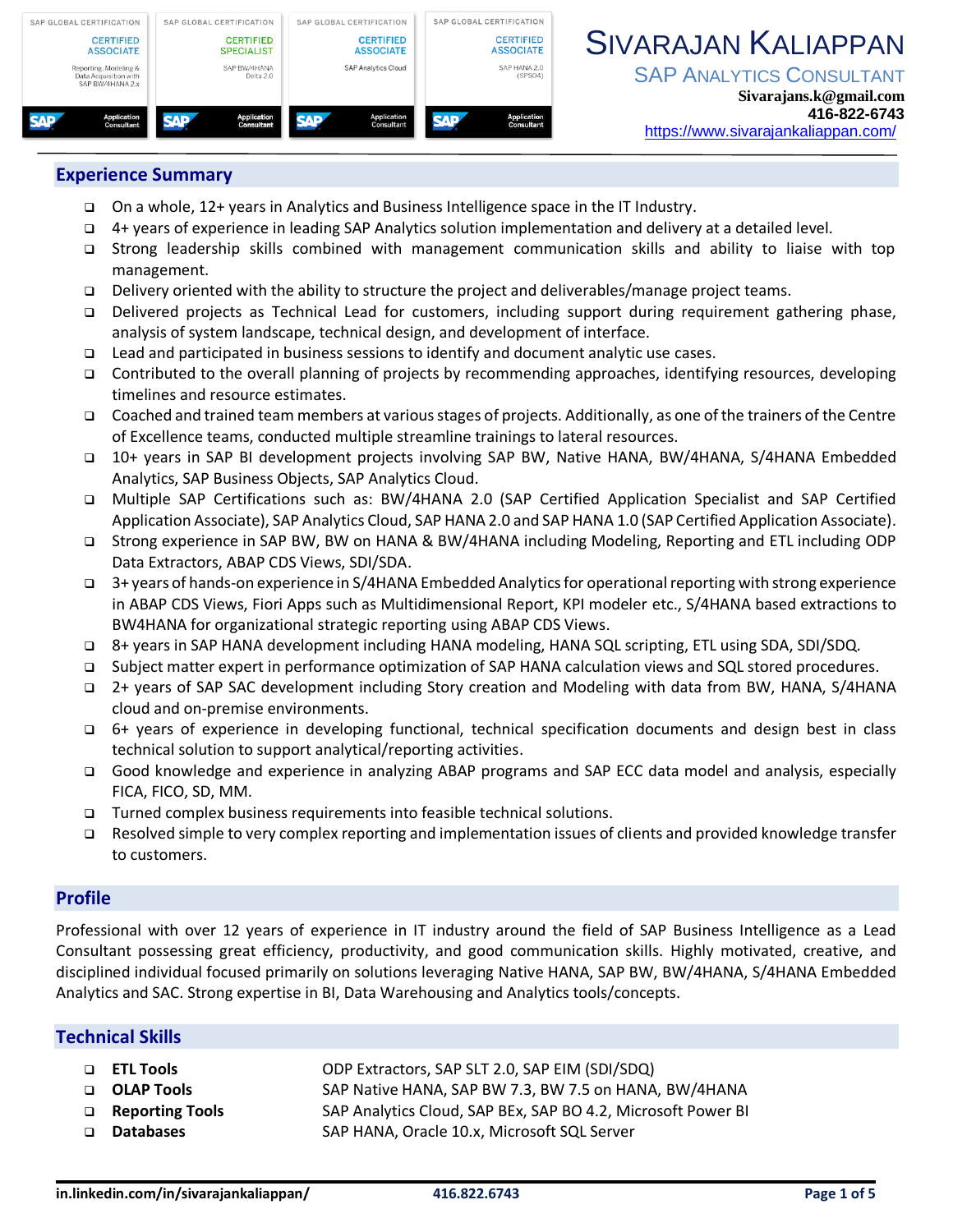# Sivarajan Kaliappan

SAP Analytics Consultant

**Sivarajans.k@gmail.com**
**416-822-6743**
https://www.sivarajankaliappan.com/

SAP GLOBAL CERTIFICATION — CERTIFIED ASSOCIATE — Reporting, Modeling & Data Acquisition with SAP BW/4HANA 2.x — SAP Application Consultant

SAP GLOBAL CERTIFICATION — CERTIFIED SPECIALIST — SAP BW/4HANA Delta 2.0 — SAP Application Consultant

SAP GLOBAL CERTIFICATION — CERTIFIED ASSOCIATE — SAP Analytics Cloud — SAP Application Consultant

SAP GLOBAL CERTIFICATION — CERTIFIED ASSOCIATE — SAP HANA 2.0 (SPS04) — SAP Application Consultant

## Experience Summary

- On a whole, 12+ years in Analytics and Business Intelligence space in the IT Industry.
- 4+ years of experience in leading SAP Analytics solution implementation and delivery at a detailed level.
- Strong leadership skills combined with management communication skills and ability to liaise with top management.
- Delivery oriented with the ability to structure the project and deliverables/manage project teams.
- Delivered projects as Technical Lead for customers, including support during requirement gathering phase, analysis of system landscape, technical design, and development of interface.
- Lead and participated in business sessions to identify and document analytic use cases.
- Contributed to the overall planning of projects by recommending approaches, identifying resources, developing timelines and resource estimates.
- Coached and trained team members at various stages of projects. Additionally, as one of the trainers of the Centre of Excellence teams, conducted multiple streamline trainings to lateral resources.
- 10+ years in SAP BI development projects involving SAP BW, Native HANA, BW/4HANA, S/4HANA Embedded Analytics, SAP Business Objects, SAP Analytics Cloud.
- Multiple SAP Certifications such as: BW/4HANA 2.0 (SAP Certified Application Specialist and SAP Certified Application Associate), SAP Analytics Cloud, SAP HANA 2.0 and SAP HANA 1.0 (SAP Certified Application Associate).
- Strong experience in SAP BW, BW on HANA & BW/4HANA including Modeling, Reporting and ETL including ODP Data Extractors, ABAP CDS Views, SDI/SDA.
- 3+ years of hands-on experience in S/4HANA Embedded Analytics for operational reporting with strong experience in ABAP CDS Views, Fiori Apps such as Multidimensional Report, KPI modeler etc., S/4HANA based extractions to BW4HANA for organizational strategic reporting using ABAP CDS Views.
- 8+ years in SAP HANA development including HANA modeling, HANA SQL scripting, ETL using SDA, SDI/SDQ.
- Subject matter expert in performance optimization of SAP HANA calculation views and SQL stored procedures.
- 2+ years of SAP SAC development including Story creation and Modeling with data from BW, HANA, S/4HANA cloud and on-premise environments.
- 6+ years of experience in developing functional, technical specification documents and design best in class technical solution to support analytical/reporting activities.
- Good knowledge and experience in analyzing ABAP programs and SAP ECC data model and analysis, especially FICA, FICO, SD, MM.
- Turned complex business requirements into feasible technical solutions.
- Resolved simple to very complex reporting and implementation issues of clients and provided knowledge transfer to customers.

## Profile

Professional with over 12 years of experience in IT industry around the field of SAP Business Intelligence as a Lead Consultant possessing great efficiency, productivity, and good communication skills. Highly motivated, creative, and disciplined individual focused primarily on solutions leveraging Native HANA, SAP BW, BW/4HANA, S/4HANA Embedded Analytics and SAC. Strong expertise in BI, Data Warehousing and Analytics tools/concepts.

## Technical Skills

- **ETL Tools** — ODP Extractors, SAP SLT 2.0, SAP EIM (SDI/SDQ)
- **OLAP Tools** — SAP Native HANA, SAP BW 7.3, BW 7.5 on HANA, BW/4HANA
- **Reporting Tools** — SAP Analytics Cloud, SAP BEx, SAP BO 4.2, Microsoft Power BI
- **Databases** — SAP HANA, Oracle 10.x, Microsoft SQL Server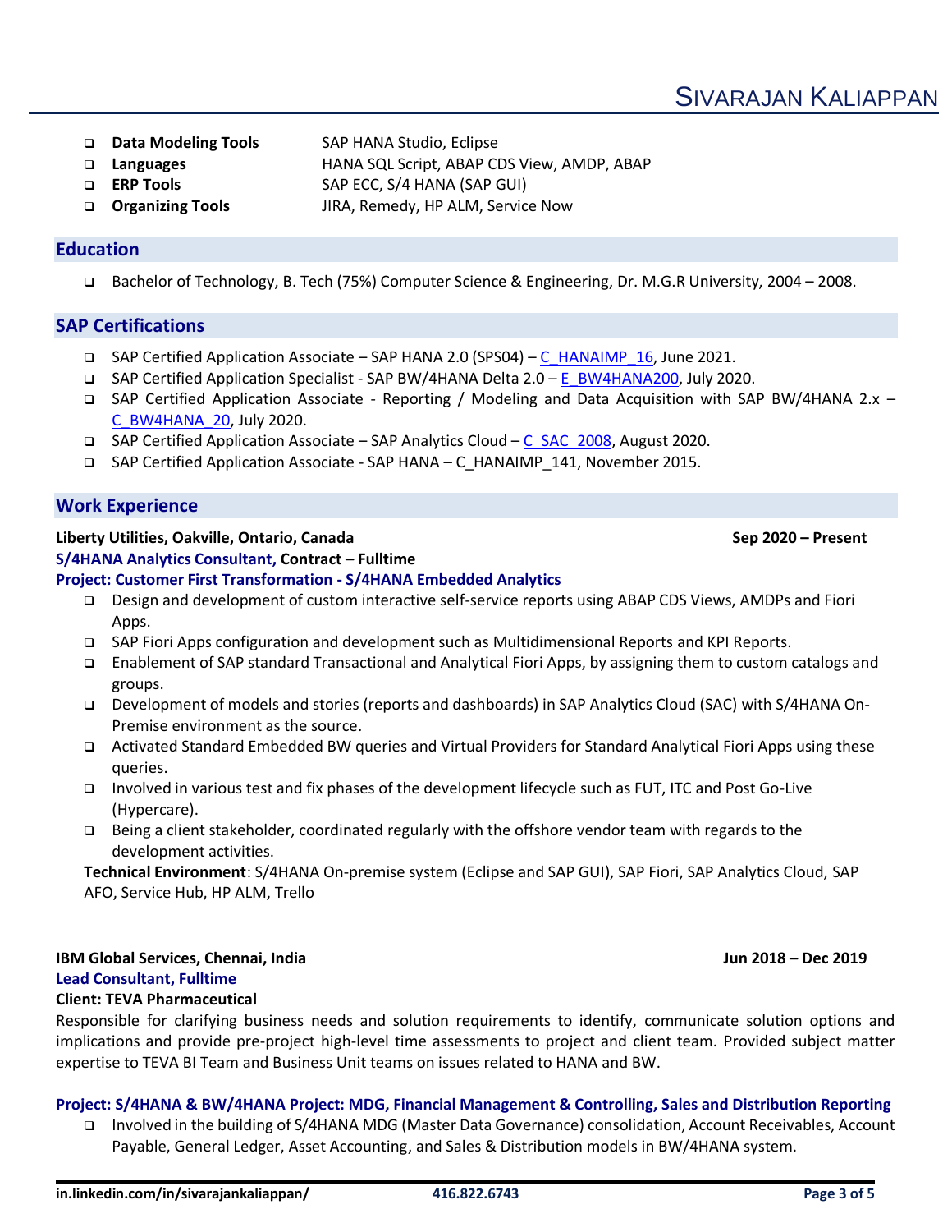- **Data Modeling Tools** SAP HANA Studio, Eclipse
- **Languages** HANA SQL Script, ABAP CDS View, AMDP, ABAP
- **ERP Tools** SAP ECC, S/4 HANA (SAP GUI)
- **Organizing Tools** JIRA, Remedy, HP ALM, Service Now

## Education

- Bachelor of Technology, B. Tech (75%) Computer Science & Engineering, Dr. M.G.R University, 2004 – 2008.

## SAP Certifications

- SAP Certified Application Associate – SAP HANA 2.0 (SPS04) – C_HANAIMP_16, June 2021.
- SAP Certified Application Specialist - SAP BW/4HANA Delta 2.0 – E_BW4HANA200, July 2020.
- SAP Certified Application Associate - Reporting / Modeling and Data Acquisition with SAP BW/4HANA 2.x – C_BW4HANA_20, July 2020.
- SAP Certified Application Associate – SAP Analytics Cloud – C_SAC_2008, August 2020.
- SAP Certified Application Associate - SAP HANA – C_HANAIMP_141, November 2015.

## Work Experience

**Liberty Utilities, Oakville, Ontario, Canada** **Sep 2020 – Present**
**S/4HANA Analytics Consultant, Contract – Fulltime**
**Project: Customer First Transformation - S/4HANA Embedded Analytics**

- Design and development of custom interactive self-service reports using ABAP CDS Views, AMDPs and Fiori Apps.
- SAP Fiori Apps configuration and development such as Multidimensional Reports and KPI Reports.
- Enablement of SAP standard Transactional and Analytical Fiori Apps, by assigning them to custom catalogs and groups.
- Development of models and stories (reports and dashboards) in SAP Analytics Cloud (SAC) with S/4HANA On-Premise environment as the source.
- Activated Standard Embedded BW queries and Virtual Providers for Standard Analytical Fiori Apps using these queries.
- Involved in various test and fix phases of the development lifecycle such as FUT, ITC and Post Go-Live (Hypercare).
- Being a client stakeholder, coordinated regularly with the offshore vendor team with regards to the development activities.

**Technical Environment**: S/4HANA On-premise system (Eclipse and SAP GUI), SAP Fiori, SAP Analytics Cloud, SAP AFO, Service Hub, HP ALM, Trello

---

**IBM Global Services, Chennai, India** **Jun 2018 – Dec 2019**
**Lead Consultant, Fulltime**
**Client: TEVA Pharmaceutical**

Responsible for clarifying business needs and solution requirements to identify, communicate solution options and implications and provide pre-project high-level time assessments to project and client team. Provided subject matter expertise to TEVA BI Team and Business Unit teams on issues related to HANA and BW.

**Project: S/4HANA & BW/4HANA Project: MDG, Financial Management & Controlling, Sales and Distribution Reporting**

- Involved in the building of S/4HANA MDG (Master Data Governance) consolidation, Account Receivables, Account Payable, General Ledger, Asset Accounting, and Sales & Distribution models in BW/4HANA system.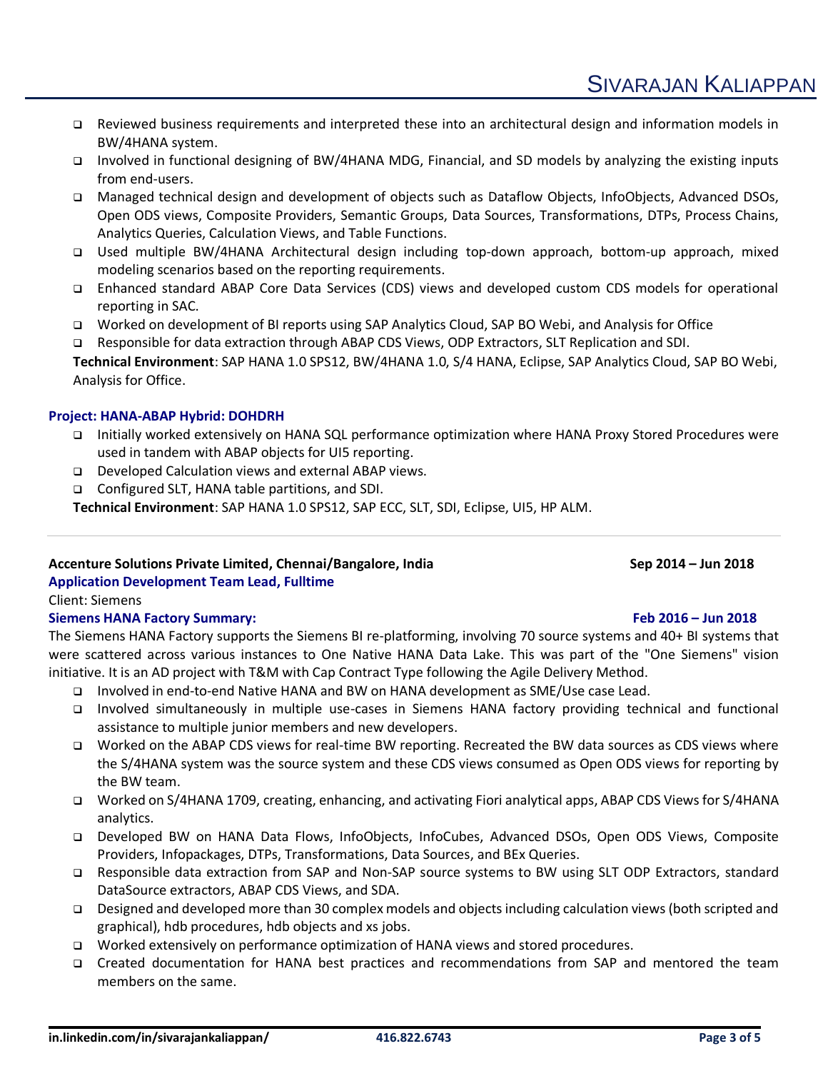- Reviewed business requirements and interpreted these into an architectural design and information models in BW/4HANA system.
- Involved in functional designing of BW/4HANA MDG, Financial, and SD models by analyzing the existing inputs from end-users.
- Managed technical design and development of objects such as Dataflow Objects, InfoObjects, Advanced DSOs, Open ODS views, Composite Providers, Semantic Groups, Data Sources, Transformations, DTPs, Process Chains, Analytics Queries, Calculation Views, and Table Functions.
- Used multiple BW/4HANA Architectural design including top-down approach, bottom-up approach, mixed modeling scenarios based on the reporting requirements.
- Enhanced standard ABAP Core Data Services (CDS) views and developed custom CDS models for operational reporting in SAC.
- Worked on development of BI reports using SAP Analytics Cloud, SAP BO Webi, and Analysis for Office
- Responsible for data extraction through ABAP CDS Views, ODP Extractors, SLT Replication and SDI.

**Technical Environment**: SAP HANA 1.0 SPS12, BW/4HANA 1.0, S/4 HANA, Eclipse, SAP Analytics Cloud, SAP BO Webi, Analysis for Office.

### Project: HANA-ABAP Hybrid: DOHDRH

- Initially worked extensively on HANA SQL performance optimization where HANA Proxy Stored Procedures were used in tandem with ABAP objects for UI5 reporting.
- Developed Calculation views and external ABAP views.
- Configured SLT, HANA table partitions, and SDI.

**Technical Environment**: SAP HANA 1.0 SPS12, SAP ECC, SLT, SDI, Eclipse, UI5, HP ALM.

---

**Accenture Solutions Private Limited, Chennai/Bangalore, India** — **Sep 2014 – Jun 2018**

**Application Development Team Lead, Fulltime**

Client: Siemens

**Siemens HANA Factory Summary:** — **Feb 2016 – Jun 2018**

The Siemens HANA Factory supports the Siemens BI re-platforming, involving 70 source systems and 40+ BI systems that were scattered across various instances to One Native HANA Data Lake. This was part of the "One Siemens" vision initiative. It is an AD project with T&M with Cap Contract Type following the Agile Delivery Method.

- Involved in end-to-end Native HANA and BW on HANA development as SME/Use case Lead.
- Involved simultaneously in multiple use-cases in Siemens HANA factory providing technical and functional assistance to multiple junior members and new developers.
- Worked on the ABAP CDS views for real-time BW reporting. Recreated the BW data sources as CDS views where the S/4HANA system was the source system and these CDS views consumed as Open ODS views for reporting by the BW team.
- Worked on S/4HANA 1709, creating, enhancing, and activating Fiori analytical apps, ABAP CDS Views for S/4HANA analytics.
- Developed BW on HANA Data Flows, InfoObjects, InfoCubes, Advanced DSOs, Open ODS Views, Composite Providers, Infopackages, DTPs, Transformations, Data Sources, and BEx Queries.
- Responsible data extraction from SAP and Non-SAP source systems to BW using SLT ODP Extractors, standard DataSource extractors, ABAP CDS Views, and SDA.
- Designed and developed more than 30 complex models and objects including calculation views (both scripted and graphical), hdb procedures, hdb objects and xs jobs.
- Worked extensively on performance optimization of HANA views and stored procedures.
- Created documentation for HANA best practices and recommendations from SAP and mentored the team members on the same.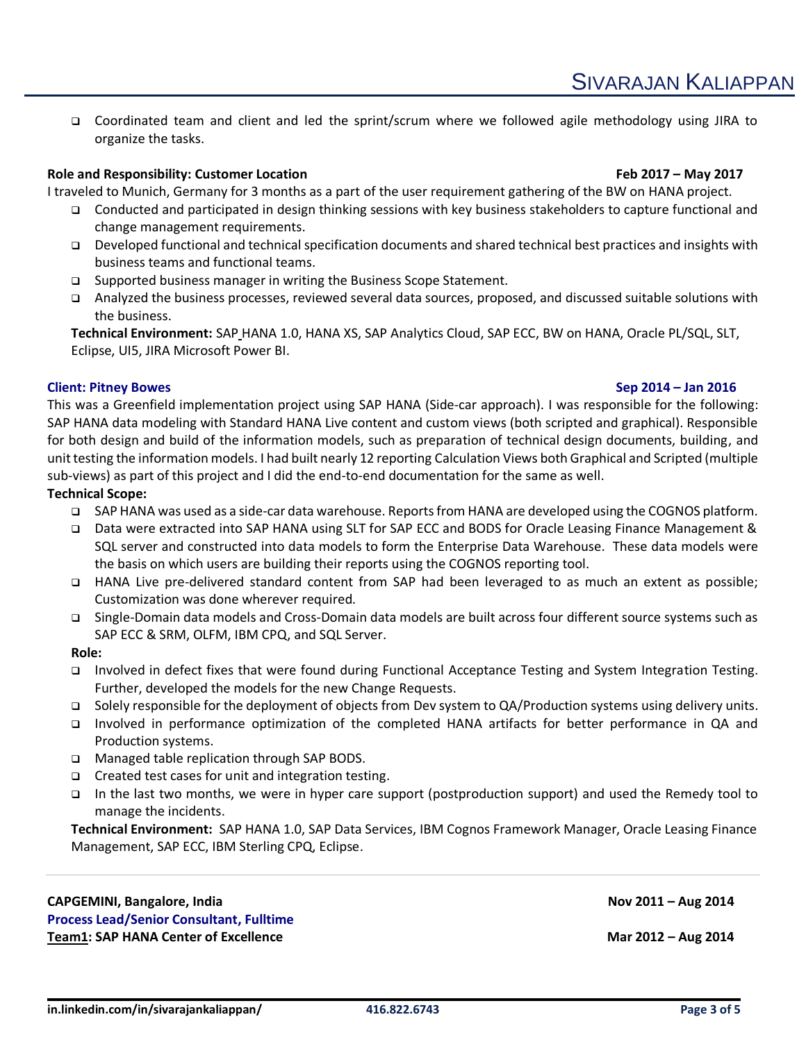- Coordinated team and client and led the sprint/scrum where we followed agile methodology using JIRA to organize the tasks.

**Role and Responsibility: Customer Location** **Feb 2017 – May 2017**

I traveled to Munich, Germany for 3 months as a part of the user requirement gathering of the BW on HANA project.

- Conducted and participated in design thinking sessions with key business stakeholders to capture functional and change management requirements.
- Developed functional and technical specification documents and shared technical best practices and insights with business teams and functional teams.
- Supported business manager in writing the Business Scope Statement.
- Analyzed the business processes, reviewed several data sources, proposed, and discussed suitable solutions with the business.

**Technical Environment:** SAP HANA 1.0, HANA XS, SAP Analytics Cloud, SAP ECC, BW on HANA, Oracle PL/SQL, SLT, Eclipse, UI5, JIRA Microsoft Power BI.

**Client: Pitney Bowes** **Sep 2014 – Jan 2016**

This was a Greenfield implementation project using SAP HANA (Side-car approach). I was responsible for the following: SAP HANA data modeling with Standard HANA Live content and custom views (both scripted and graphical). Responsible for both design and build of the information models, such as preparation of technical design documents, building, and unit testing the information models. I had built nearly 12 reporting Calculation Views both Graphical and Scripted (multiple sub-views) as part of this project and I did the end-to-end documentation for the same as well.

**Technical Scope:**

- SAP HANA was used as a side-car data warehouse. Reports from HANA are developed using the COGNOS platform.
- Data were extracted into SAP HANA using SLT for SAP ECC and BODS for Oracle Leasing Finance Management & SQL server and constructed into data models to form the Enterprise Data Warehouse. These data models were the basis on which users are building their reports using the COGNOS reporting tool.
- HANA Live pre-delivered standard content from SAP had been leveraged to as much an extent as possible; Customization was done wherever required.
- Single-Domain data models and Cross-Domain data models are built across four different source systems such as SAP ECC & SRM, OLFM, IBM CPQ, and SQL Server.

**Role:**

- Involved in defect fixes that were found during Functional Acceptance Testing and System Integration Testing. Further, developed the models for the new Change Requests.
- Solely responsible for the deployment of objects from Dev system to QA/Production systems using delivery units.
- Involved in performance optimization of the completed HANA artifacts for better performance in QA and Production systems.
- Managed table replication through SAP BODS.
- Created test cases for unit and integration testing.
- In the last two months, we were in hyper care support (postproduction support) and used the Remedy tool to manage the incidents.

**Technical Environment:** SAP HANA 1.0, SAP Data Services, IBM Cognos Framework Manager, Oracle Leasing Finance Management, SAP ECC, IBM Sterling CPQ, Eclipse.

---

**CAPGEMINI, Bangalore, India** **Nov 2011 – Aug 2014**

**Process Lead/Senior Consultant, Fulltime**

**Team1: SAP HANA Center of Excellence** **Mar 2012 – Aug 2014**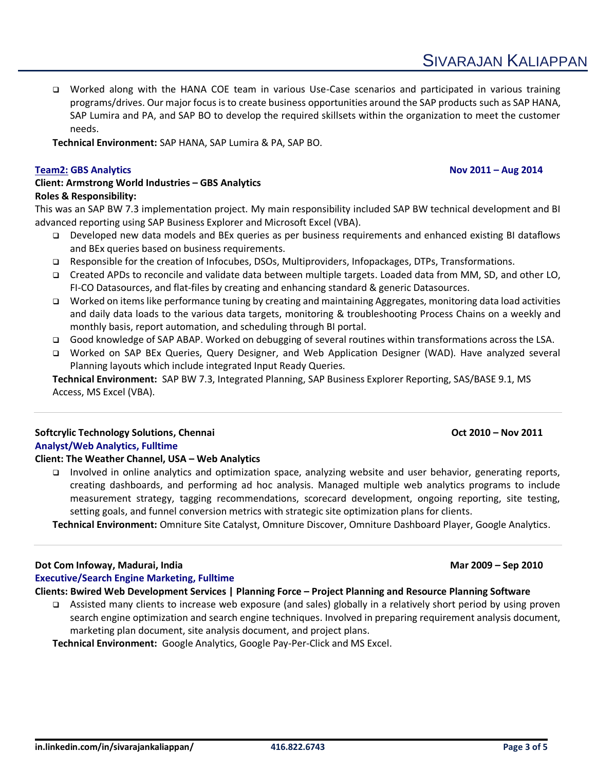- Worked along with the HANA COE team in various Use-Case scenarios and participated in various training programs/drives. Our major focus is to create business opportunities around the SAP products such as SAP HANA, SAP Lumira and PA, and SAP BO to develop the required skillsets within the organization to meet the customer needs.

**Technical Environment:** SAP HANA, SAP Lumira & PA, SAP BO.

**Team2: GBS Analytics** **Nov 2011 – Aug 2014**

**Client: Armstrong World Industries – GBS Analytics**

**Roles & Responsibility:**

This was an SAP BW 7.3 implementation project. My main responsibility included SAP BW technical development and BI advanced reporting using SAP Business Explorer and Microsoft Excel (VBA).

- Developed new data models and BEx queries as per business requirements and enhanced existing BI dataflows and BEx queries based on business requirements.
- Responsible for the creation of Infocubes, DSOs, Multiproviders, Infopackages, DTPs, Transformations.
- Created APDs to reconcile and validate data between multiple targets. Loaded data from MM, SD, and other LO, FI-CO Datasources, and flat-files by creating and enhancing standard & generic Datasources.
- Worked on items like performance tuning by creating and maintaining Aggregates, monitoring data load activities and daily data loads to the various data targets, monitoring & troubleshooting Process Chains on a weekly and monthly basis, report automation, and scheduling through BI portal.
- Good knowledge of SAP ABAP. Worked on debugging of several routines within transformations across the LSA.
- Worked on SAP BEx Queries, Query Designer, and Web Application Designer (WAD). Have analyzed several Planning layouts which include integrated Input Ready Queries.

**Technical Environment:** SAP BW 7.3, Integrated Planning, SAP Business Explorer Reporting, SAS/BASE 9.1, MS Access, MS Excel (VBA).

---

**Softcrylic Technology Solutions, Chennai** **Oct 2010 – Nov 2011**

**Analyst/Web Analytics, Fulltime**

**Client: The Weather Channel, USA – Web Analytics**

- Involved in online analytics and optimization space, analyzing website and user behavior, generating reports, creating dashboards, and performing ad hoc analysis. Managed multiple web analytics programs to include measurement strategy, tagging recommendations, scorecard development, ongoing reporting, site testing, setting goals, and funnel conversion metrics with strategic site optimization plans for clients.

**Technical Environment:** Omniture Site Catalyst, Omniture Discover, Omniture Dashboard Player, Google Analytics.

---

**Dot Com Infoway, Madurai, India** **Mar 2009 – Sep 2010**

**Executive/Search Engine Marketing, Fulltime**

**Clients: Bwired Web Development Services | Planning Force – Project Planning and Resource Planning Software**

- Assisted many clients to increase web exposure (and sales) globally in a relatively short period by using proven search engine optimization and search engine techniques. Involved in preparing requirement analysis document, marketing plan document, site analysis document, and project plans.

**Technical Environment:** Google Analytics, Google Pay-Per-Click and MS Excel.